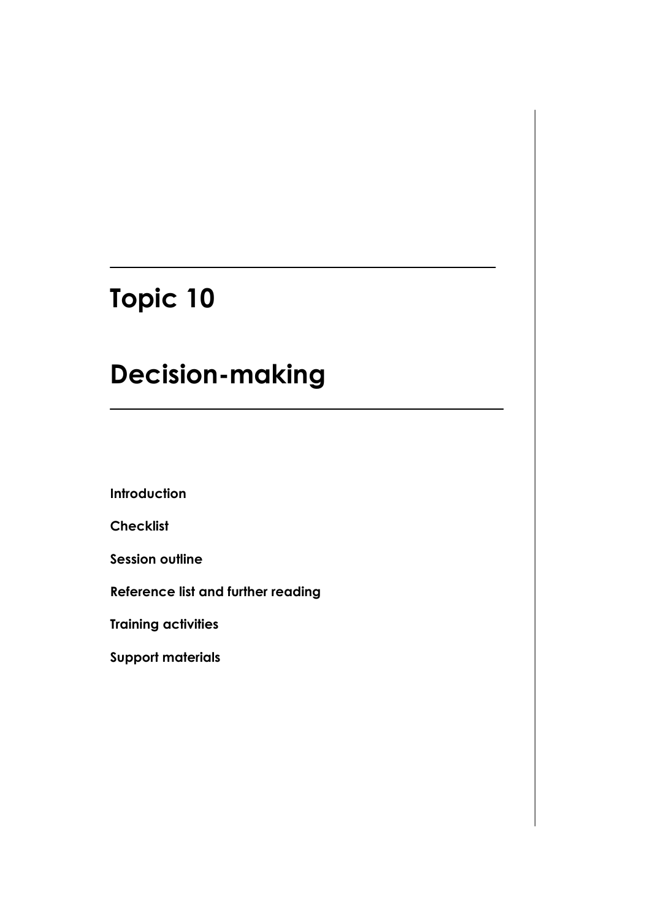# Topic 10

# Decision-making

**Introduction**

**Checklist**

**Session outline**

**Reference list and further reading**

**Training activities**

**Support materials**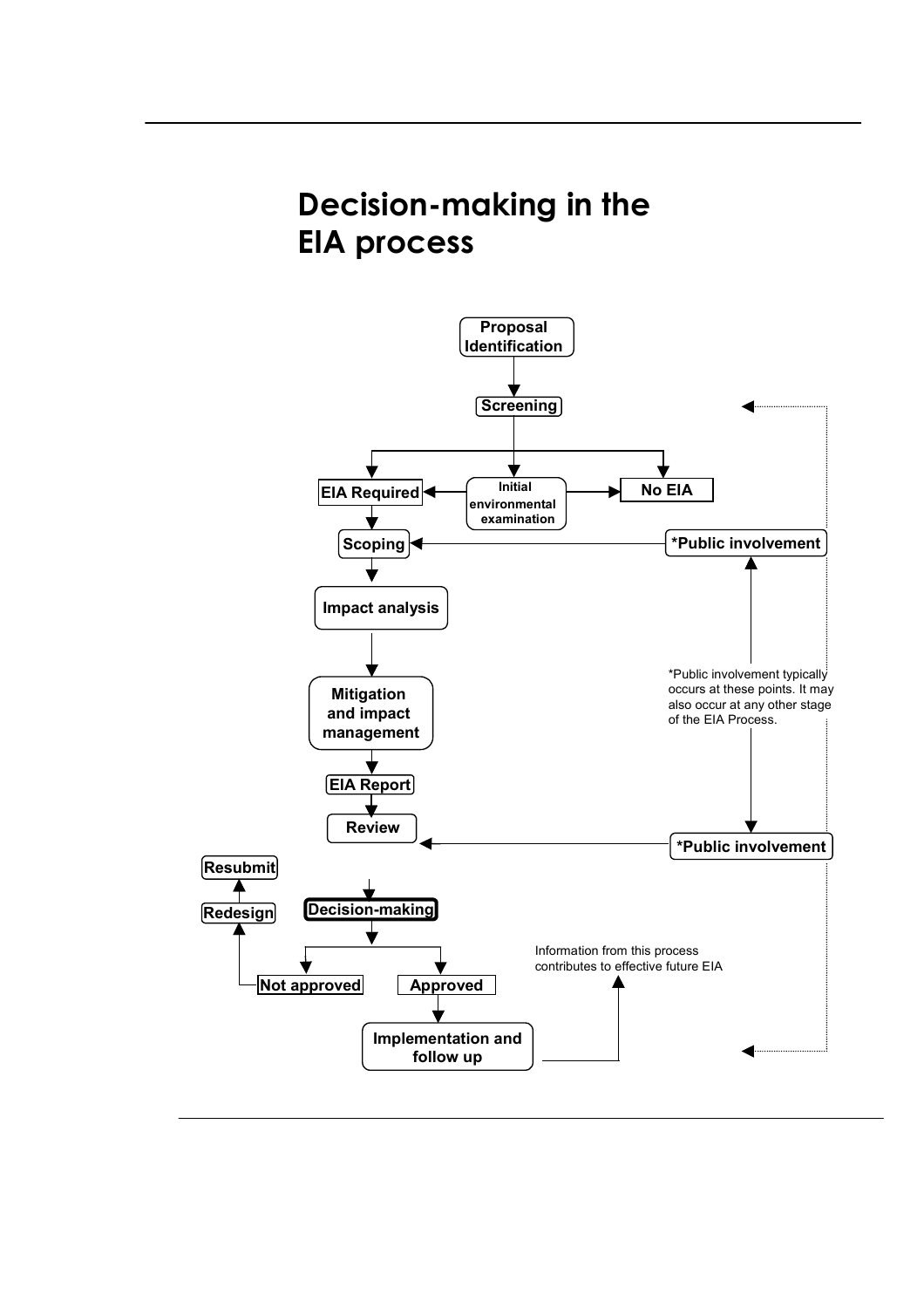# Decision-making in the EIA process

Proposal Identification

Screening

EIA Required

Initial environmental examination

No EIA

Scoping

*Public involvement

Impact analysis

*Public involvement typically occurs at these points. It may also occur at any other stage of the EIA Process.

Mitigation and impact management

EIA Report

Review

*Public involvement

Resubmit

Redesign

Decision-making

Not approved

Approved

Information from this process contributes to effective future EIA

Implementation and follow up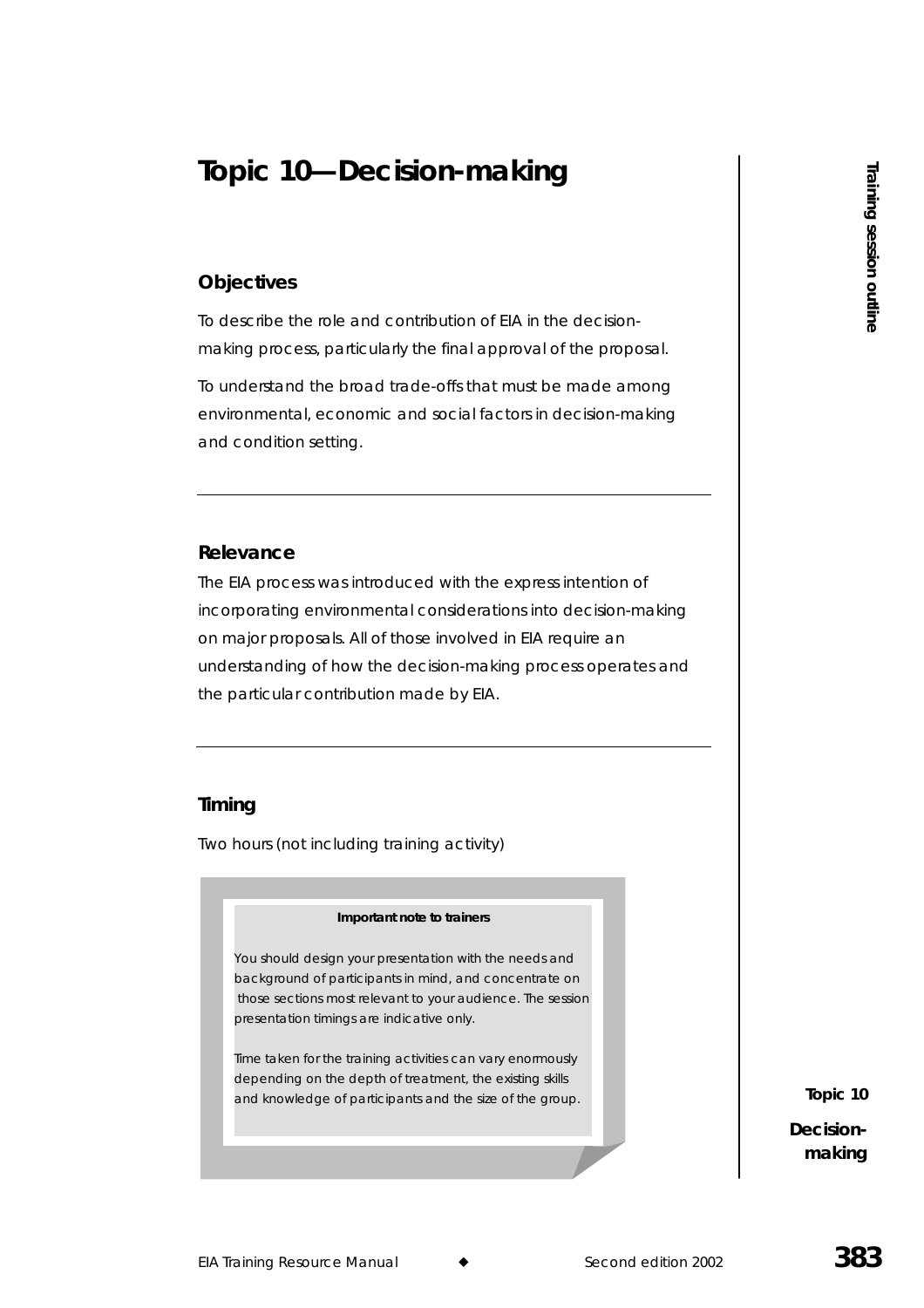# Topic 10—Decision-making

## Objectives

To describe the role and contribution of EIA in the decision-making process, particularly the final approval of the proposal.

To understand the broad trade-offs that must be made among environmental, economic and social factors in decision-making and condition setting.

---

## Relevance

The EIA process was introduced with the express intention of incorporating environmental considerations into decision-making on major proposals. All of those involved in EIA require an understanding of how the decision-making process operates and the particular contribution made by EIA.

---

## Timing

Two hours (not including training activity)

> **Important note to trainers**
>
> *You should design your presentation with the needs and background of participants in mind, and concentrate on those sections most relevant to your audience. The session presentation timings are indicative only.*
>
> *Time taken for the training activities can vary enormously depending on the depth of treatment, the existing skills and knowledge of participants and the size of the group.*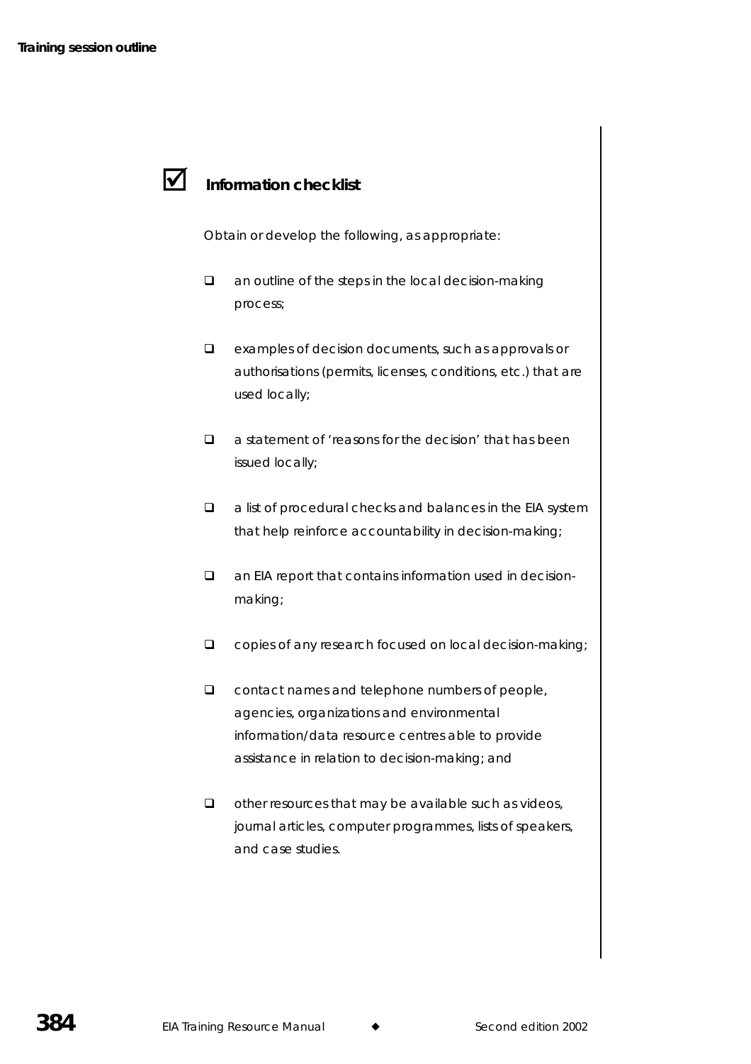## Information checklist

Obtain or develop the following, as appropriate:

- an outline of the steps in the local decision-making process;
- examples of decision documents, such as approvals or authorisations (permits, licenses, conditions, etc.) that are used locally;
- a statement of 'reasons for the decision' that has been issued locally;
- a list of procedural checks and balances in the EIA system that help reinforce accountability in decision-making;
- an EIA report that contains information used in decision-making;
- copies of any research focused on local decision-making;
- contact names and telephone numbers of people, agencies, organizations and environmental information/data resource centres able to provide assistance in relation to decision-making; and
- other resources that may be available such as videos, journal articles, computer programmes, lists of speakers, and case studies.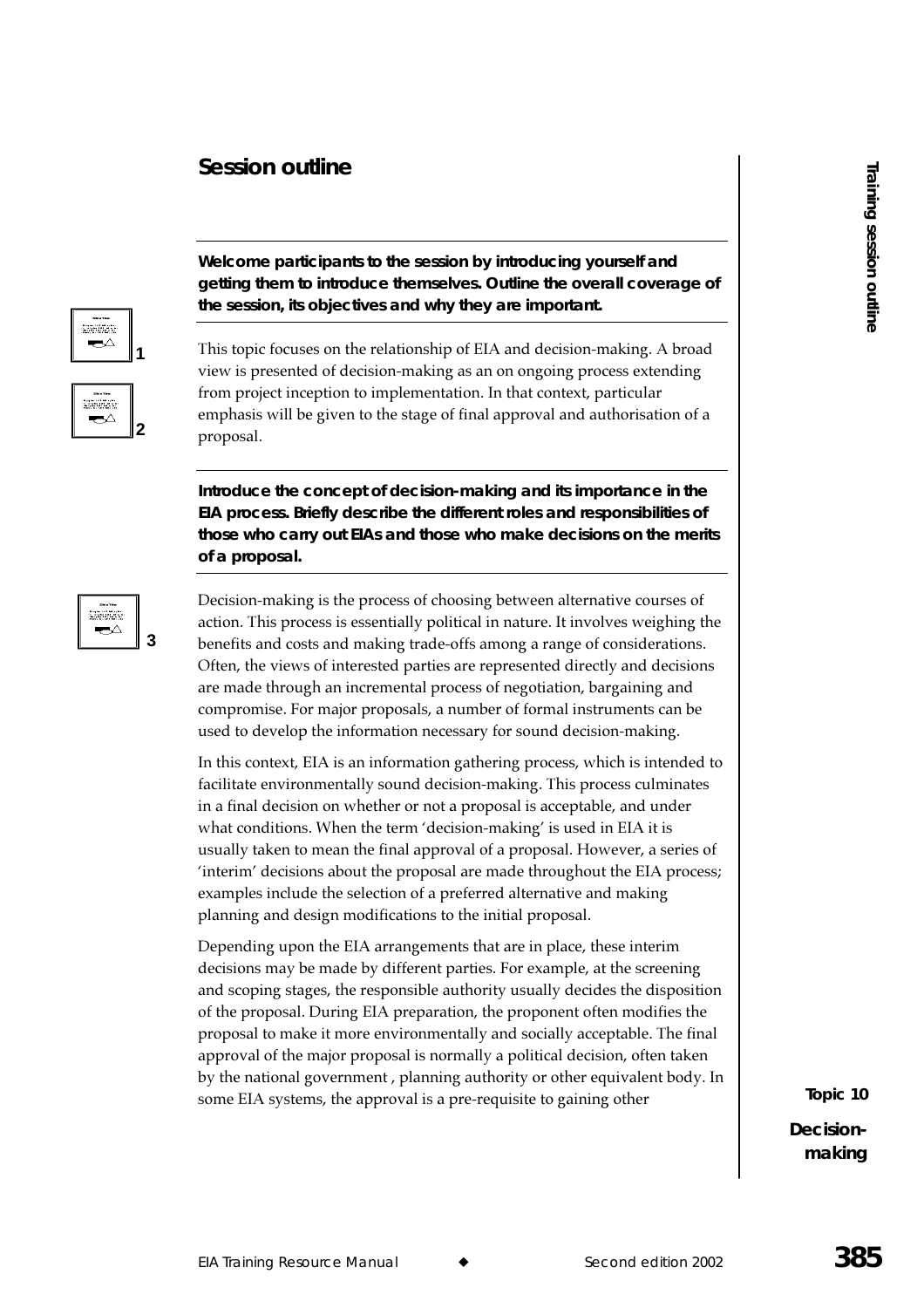## Session outline

**Welcome participants to the session by introducing yourself and getting them to introduce themselves. Outline the overall coverage of the session, its objectives and why they are important.**

This topic focuses on the relationship of EIA and decision-making. A broad view is presented of decision-making as an on ongoing process extending from project inception to implementation. In that context, particular emphasis will be given to the stage of final approval and authorisation of a proposal.

**Introduce the concept of decision-making and its importance in the EIA process. Briefly describe the different roles and responsibilities of those who carry out EIAs and those who make decisions on the merits of a proposal.**

Decision-making is the process of choosing between alternative courses of action. This process is essentially political in nature. It involves weighing the benefits and costs and making trade-offs among a range of considerations. Often, the views of interested parties are represented directly and decisions are made through an incremental process of negotiation, bargaining and compromise. For major proposals, a number of formal instruments can be used to develop the information necessary for sound decision-making.

In this context, EIA is an information gathering process, which is intended to facilitate environmentally sound decision-making. This process culminates in a final decision on whether or not a proposal is acceptable, and under what conditions. When the term 'decision-making' is used in EIA it is usually taken to mean the final approval of a proposal. However, a series of 'interim' decisions about the proposal are made throughout the EIA process; examples include the selection of a preferred alternative and making planning and design modifications to the initial proposal.

Depending upon the EIA arrangements that are in place, these interim decisions may be made by different parties. For example, at the screening and scoping stages, the responsible authority usually decides the disposition of the proposal. During EIA preparation, the proponent often modifies the proposal to make it more environmentally and socially acceptable. The final approval of the major proposal is normally a political decision, often taken by the national government , planning authority or other equivalent body. In some EIA systems, the approval is a pre-requisite to gaining other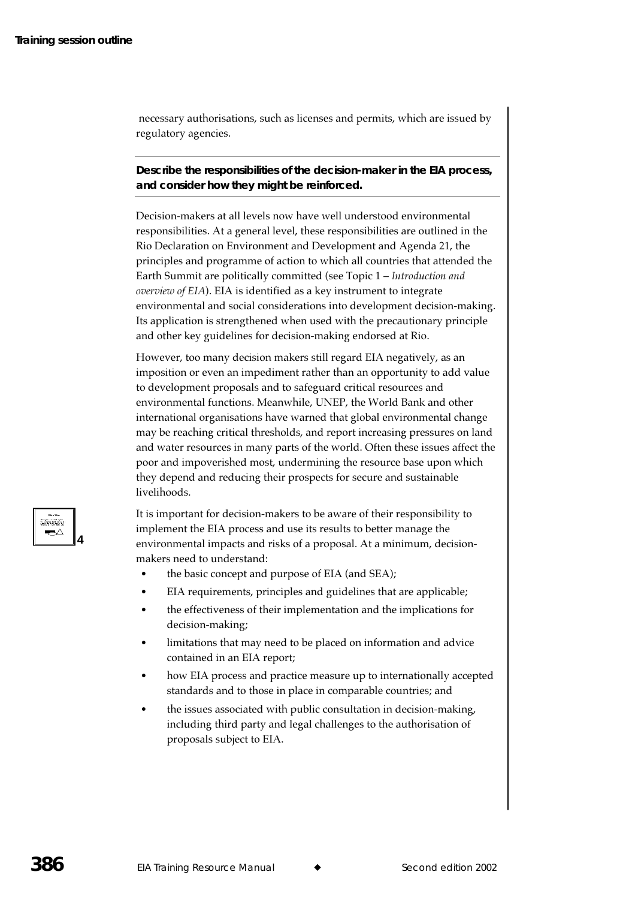necessary authorisations, such as licenses and permits, which are issued by regulatory agencies.

**Describe the responsibilities of the decision-maker in the EIA process, and consider how they might be reinforced.**

Decision-makers at all levels now have well understood environmental responsibilities. At a general level, these responsibilities are outlined in the Rio Declaration on Environment and Development and Agenda 21, the principles and programme of action to which all countries that attended the Earth Summit are politically committed (see Topic 1 – *Introduction and overview of EIA*). EIA is identified as a key instrument to integrate environmental and social considerations into development decision-making. Its application is strengthened when used with the precautionary principle and other key guidelines for decision-making endorsed at Rio.

However, too many decision makers still regard EIA negatively, as an imposition or even an impediment rather than an opportunity to add value to development proposals and to safeguard critical resources and environmental functions. Meanwhile, UNEP, the World Bank and other international organisations have warned that global environmental change may be reaching critical thresholds, and report increasing pressures on land and water resources in many parts of the world. Often these issues affect the poor and impoverished most, undermining the resource base upon which they depend and reducing their prospects for secure and sustainable livelihoods.

4

It is important for decision-makers to be aware of their responsibility to implement the EIA process and use its results to better manage the environmental impacts and risks of a proposal. At a minimum, decision-makers need to understand:

- the basic concept and purpose of EIA (and SEA);
- EIA requirements, principles and guidelines that are applicable;
- the effectiveness of their implementation and the implications for decision-making;
- limitations that may need to be placed on information and advice contained in an EIA report;
- how EIA process and practice measure up to internationally accepted standards and to those in place in comparable countries; and
- the issues associated with public consultation in decision-making, including third party and legal challenges to the authorisation of proposals subject to EIA.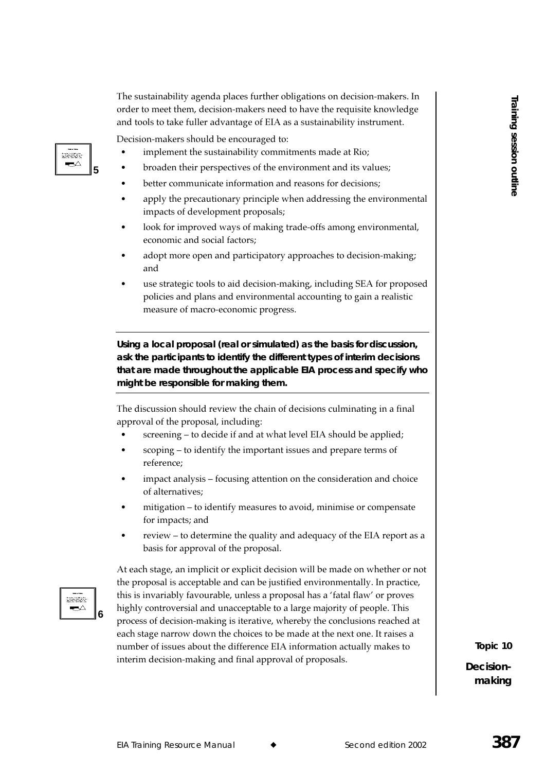The sustainability agenda places further obligations on decision-makers. In order to meet them, decision-makers need to have the requisite knowledge and tools to take fuller advantage of EIA as a sustainability instrument.

Decision-makers should be encouraged to:

- implement the sustainability commitments made at Rio;
- broaden their perspectives of the environment and its values;
- better communicate information and reasons for decisions;
- apply the precautionary principle when addressing the environmental impacts of development proposals;
- look for improved ways of making trade-offs among environmental, economic and social factors;
- adopt more open and participatory approaches to decision-making; and
- use strategic tools to aid decision-making, including SEA for proposed policies and plans and environmental accounting to gain a realistic measure of macro-economic progress.

---

**Using a local proposal (real or simulated) as the basis for discussion, ask the participants to identify the different types of interim decisions that are made throughout the applicable EIA process and specify who might be responsible for making them.**

---

The discussion should review the chain of decisions culminating in a final approval of the proposal, including:

- screening – to decide if and at what level EIA should be applied;
- scoping – to identify the important issues and prepare terms of reference;
- impact analysis – focusing attention on the consideration and choice of alternatives;
- mitigation – to identify measures to avoid, minimise or compensate for impacts; and
- review – to determine the quality and adequacy of the EIA report as a basis for approval of the proposal.

At each stage, an implicit or explicit decision will be made on whether or not the proposal is acceptable and can be justified environmentally. In practice, this is invariably favourable, unless a proposal has a 'fatal flaw' or proves highly controversial and unacceptable to a large majority of people. This process of decision-making is iterative, whereby the conclusions reached at each stage narrow down the choices to be made at the next one. It raises a number of issues about the difference EIA information actually makes to interim decision-making and final approval of proposals.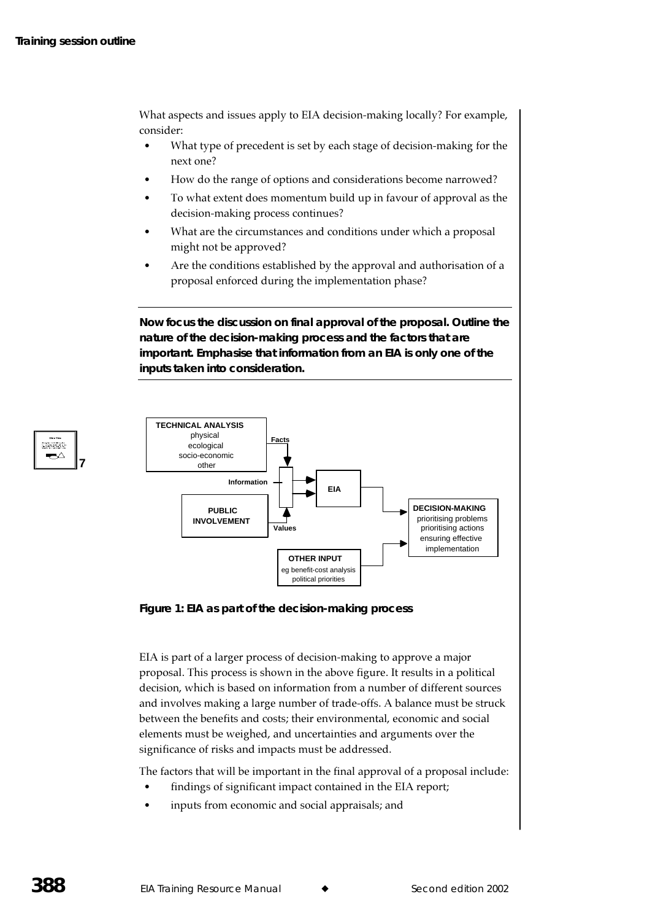What aspects and issues apply to EIA decision-making locally? For example, consider:

- What type of precedent is set by each stage of decision-making for the next one?
- How do the range of options and considerations become narrowed?
- To what extent does momentum build up in favour of approval as the decision-making process continues?
- What are the circumstances and conditions under which a proposal might not be approved?
- Are the conditions established by the approval and authorisation of a proposal enforced during the implementation phase?

---

**Now focus the discussion on final approval of the proposal. Outline the nature of the decision-making process and the factors that are important. Emphasise that information from an EIA is only one of the inputs taken into consideration.**

---

7

**Figure 1: EIA as part of the decision-making process**

EIA is part of a larger process of decision-making to approve a major proposal. This process is shown in the above figure. It results in a political decision, which is based on information from a number of different sources and involves making a large number of trade-offs. A balance must be struck between the benefits and costs; their environmental, economic and social elements must be weighed, and uncertainties and arguments over the significance of risks and impacts must be addressed.

The factors that will be important in the final approval of a proposal include:

- findings of significant impact contained in the EIA report;
- inputs from economic and social appraisals; and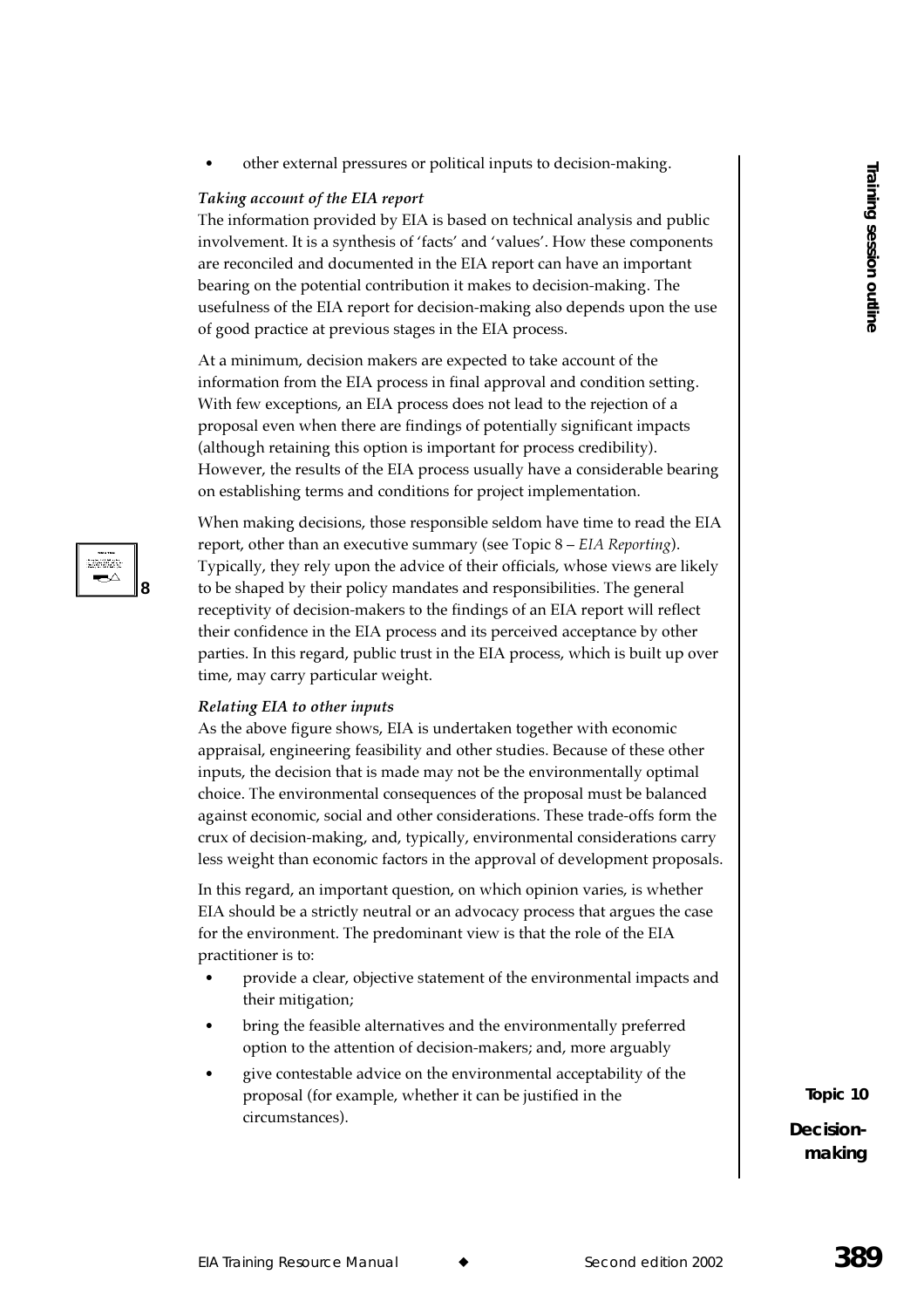- other external pressures or political inputs to decision-making.

***Taking account of the EIA report***

The information provided by EIA is based on technical analysis and public involvement. It is a synthesis of 'facts' and 'values'. How these components are reconciled and documented in the EIA report can have an important bearing on the potential contribution it makes to decision-making. The usefulness of the EIA report for decision-making also depends upon the use of good practice at previous stages in the EIA process.

At a minimum, decision makers are expected to take account of the information from the EIA process in final approval and condition setting. With few exceptions, an EIA process does not lead to the rejection of a proposal even when there are findings of potentially significant impacts (although retaining this option is important for process credibility). However, the results of the EIA process usually have a considerable bearing on establishing terms and conditions for project implementation.

When making decisions, those responsible seldom have time to read the EIA report, other than an executive summary (see Topic 8 – *EIA Reporting*). Typically, they rely upon the advice of their officials, whose views are likely to be shaped by their policy mandates and responsibilities. The general receptivity of decision-makers to the findings of an EIA report will reflect their confidence in the EIA process and its perceived acceptance by other parties. In this regard, public trust in the EIA process, which is built up over time, may carry particular weight.

***Relating EIA to other inputs***

As the above figure shows, EIA is undertaken together with economic appraisal, engineering feasibility and other studies. Because of these other inputs, the decision that is made may not be the environmentally optimal choice. The environmental consequences of the proposal must be balanced against economic, social and other considerations. These trade-offs form the crux of decision-making, and, typically, environmental considerations carry less weight than economic factors in the approval of development proposals.

In this regard, an important question, on which opinion varies, is whether EIA should be a strictly neutral or an advocacy process that argues the case for the environment. The predominant view is that the role of the EIA practitioner is to:

- provide a clear, objective statement of the environmental impacts and their mitigation;
- bring the feasible alternatives and the environmentally preferred option to the attention of decision-makers; and, more arguably
- give contestable advice on the environmental acceptability of the proposal (for example, whether it can be justified in the circumstances).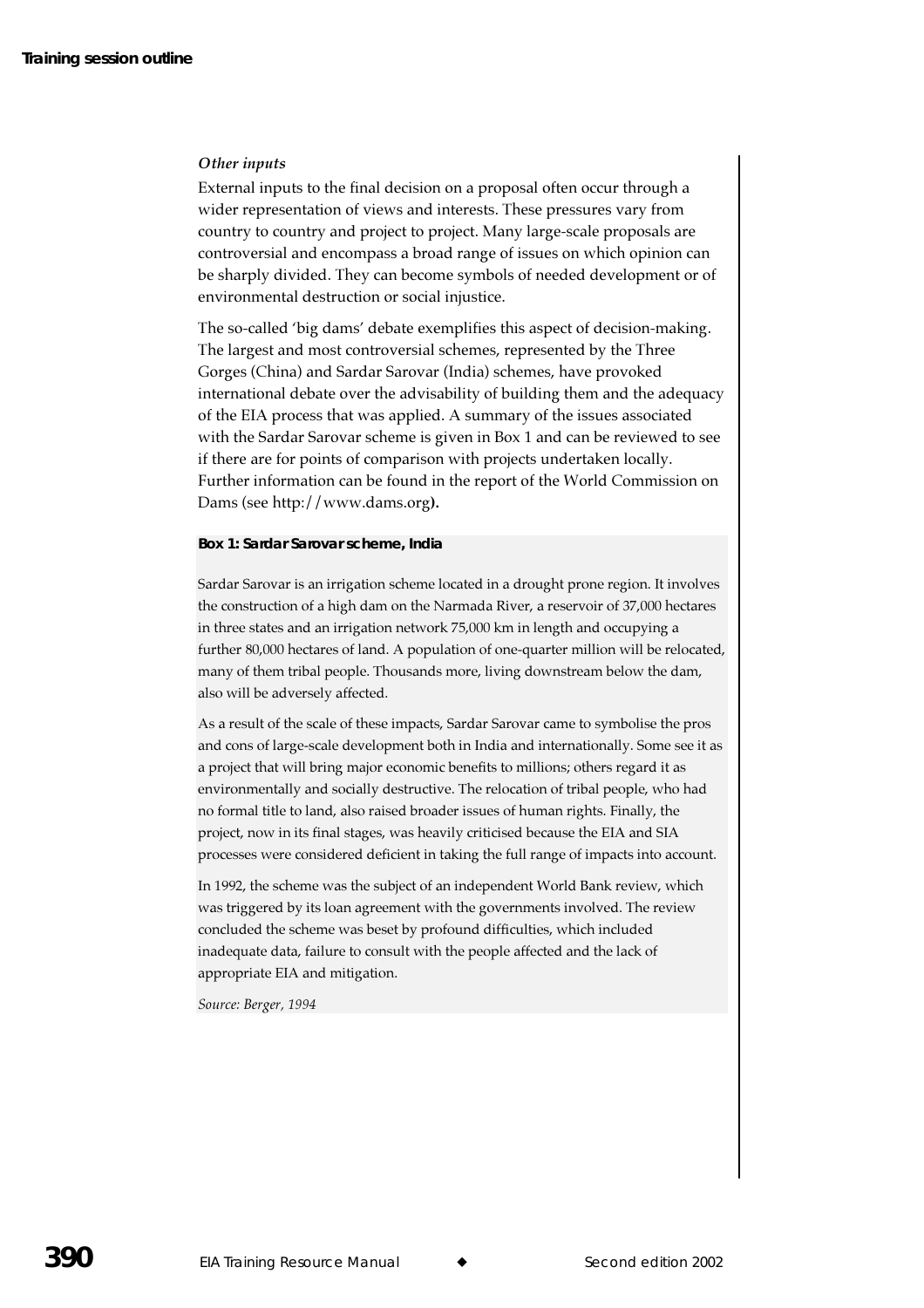*Other inputs*

External inputs to the final decision on a proposal often occur through a wider representation of views and interests. These pressures vary from country to country and project to project. Many large-scale proposals are controversial and encompass a broad range of issues on which opinion can be sharply divided. They can become symbols of needed development or of environmental destruction or social injustice.

The so-called 'big dams' debate exemplifies this aspect of decision-making. The largest and most controversial schemes, represented by the Three Gorges (China) and Sardar Sarovar (India) schemes, have provoked international debate over the advisability of building them and the adequacy of the EIA process that was applied. A summary of the issues associated with the Sardar Sarovar scheme is given in Box 1 and can be reviewed to see if there are for points of comparison with projects undertaken locally. Further information can be found in the report of the World Commission on Dams (see http://www.dams.org**).**

**Box 1: Sardar Sarovar scheme, India**

Sardar Sarovar is an irrigation scheme located in a drought prone region. It involves the construction of a high dam on the Narmada River, a reservoir of 37,000 hectares in three states and an irrigation network 75,000 km in length and occupying a further 80,000 hectares of land. A population of one-quarter million will be relocated, many of them tribal people. Thousands more, living downstream below the dam, also will be adversely affected.

As a result of the scale of these impacts, Sardar Sarovar came to symbolise the pros and cons of large-scale development both in India and internationally. Some see it as a project that will bring major economic benefits to millions; others regard it as environmentally and socially destructive. The relocation of tribal people, who had no formal title to land, also raised broader issues of human rights. Finally, the project, now in its final stages, was heavily criticised because the EIA and SIA processes were considered deficient in taking the full range of impacts into account.

In 1992, the scheme was the subject of an independent World Bank review, which was triggered by its loan agreement with the governments involved. The review concluded the scheme was beset by profound difficulties, which included inadequate data, failure to consult with the people affected and the lack of appropriate EIA and mitigation.

*Source: Berger, 1994*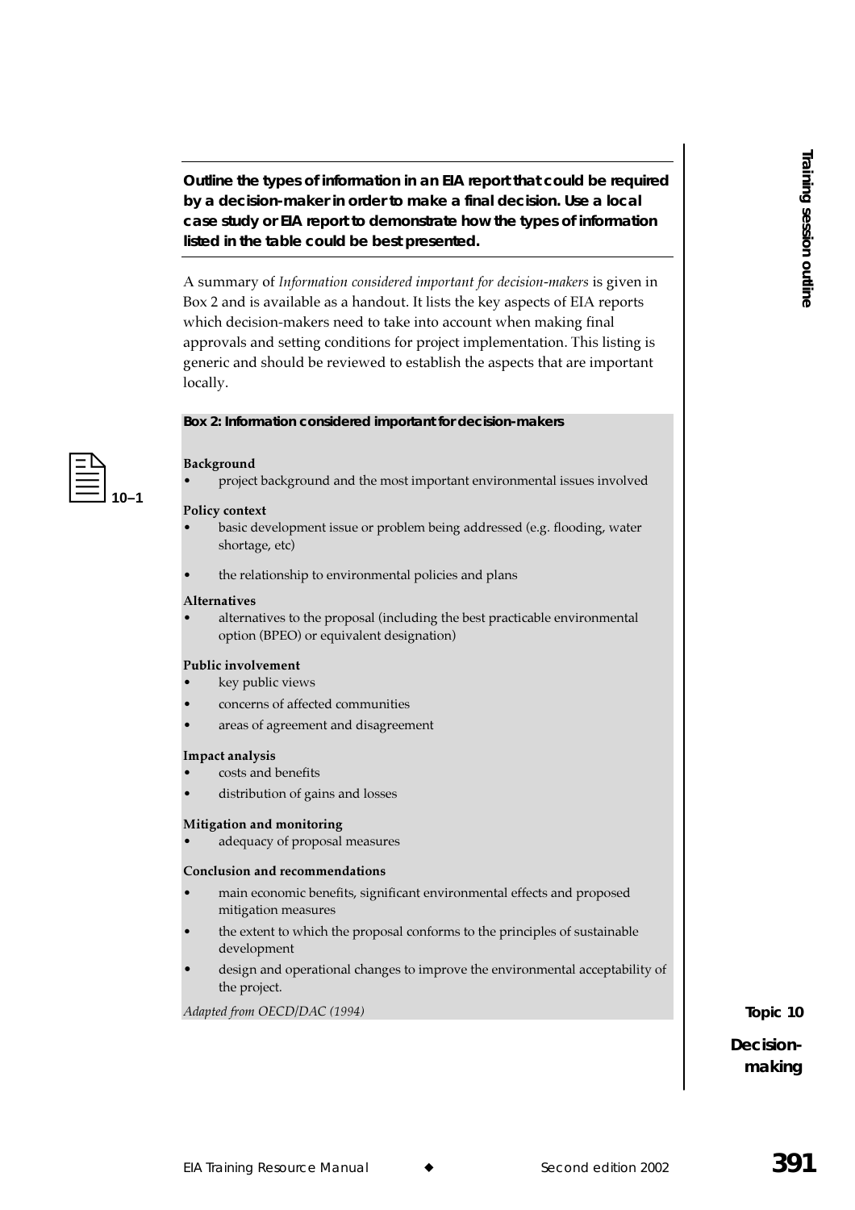**Outline the types of information in an EIA report that could be required by a decision-maker in order to make a final decision. Use a local case study or EIA report to demonstrate how the types of information listed in the table could be best presented.**

A summary of *Information considered important for decision-makers* is given in Box 2 and is available as a handout. It lists the key aspects of EIA reports which decision-makers need to take into account when making final approvals and setting conditions for project implementation. This listing is generic and should be reviewed to establish the aspects that are important locally.

10–1

**Box 2: Information considered important for decision-makers**

**Background**

- project background and the most important environmental issues involved

**Policy context**

- basic development issue or problem being addressed (e.g. flooding, water shortage, etc)
- the relationship to environmental policies and plans

**Alternatives**

- alternatives to the proposal (including the best practicable environmental option (BPEO) or equivalent designation)

**Public involvement**

- key public views
- concerns of affected communities
- areas of agreement and disagreement

**Impact analysis**

- costs and benefits
- distribution of gains and losses

**Mitigation and monitoring**

- adequacy of proposal measures

**Conclusion and recommendations**

- main economic benefits, significant environmental effects and proposed mitigation measures
- the extent to which the proposal conforms to the principles of sustainable development
- design and operational changes to improve the environmental acceptability of the project.

*Adapted from OECD/DAC (1994)*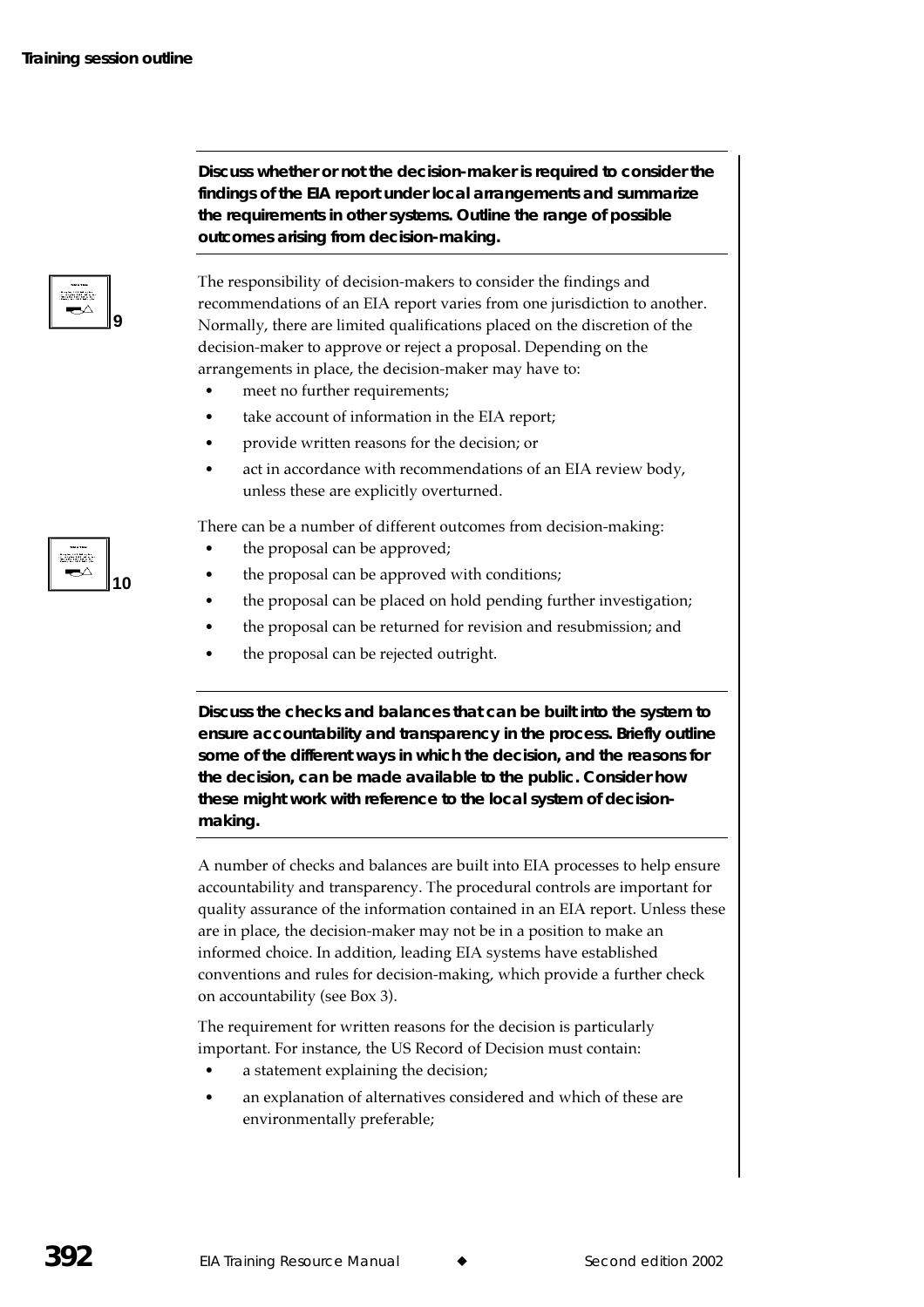**Discuss whether or not the decision-maker is required to consider the findings of the EIA report under local arrangements and summarize the requirements in other systems. Outline the range of possible outcomes arising from decision-making.**

9

The responsibility of decision-makers to consider the findings and recommendations of an EIA report varies from one jurisdiction to another. Normally, there are limited qualifications placed on the discretion of the decision-maker to approve or reject a proposal. Depending on the arrangements in place, the decision-maker may have to:

- meet no further requirements;
- take account of information in the EIA report;
- provide written reasons for the decision; or
- act in accordance with recommendations of an EIA review body, unless these are explicitly overturned.

10

There can be a number of different outcomes from decision-making:

- the proposal can be approved;
- the proposal can be approved with conditions;
- the proposal can be placed on hold pending further investigation;
- the proposal can be returned for revision and resubmission; and
- the proposal can be rejected outright.

**Discuss the checks and balances that can be built into the system to ensure accountability and transparency in the process. Briefly outline some of the different ways in which the decision, and the reasons for the decision, can be made available to the public. Consider how these might work with reference to the local system of decision-making.**

A number of checks and balances are built into EIA processes to help ensure accountability and transparency. The procedural controls are important for quality assurance of the information contained in an EIA report. Unless these are in place, the decision-maker may not be in a position to make an informed choice. In addition, leading EIA systems have established conventions and rules for decision-making, which provide a further check on accountability (see Box 3).

The requirement for written reasons for the decision is particularly important. For instance, the US Record of Decision must contain:

- a statement explaining the decision;
- an explanation of alternatives considered and which of these are environmentally preferable;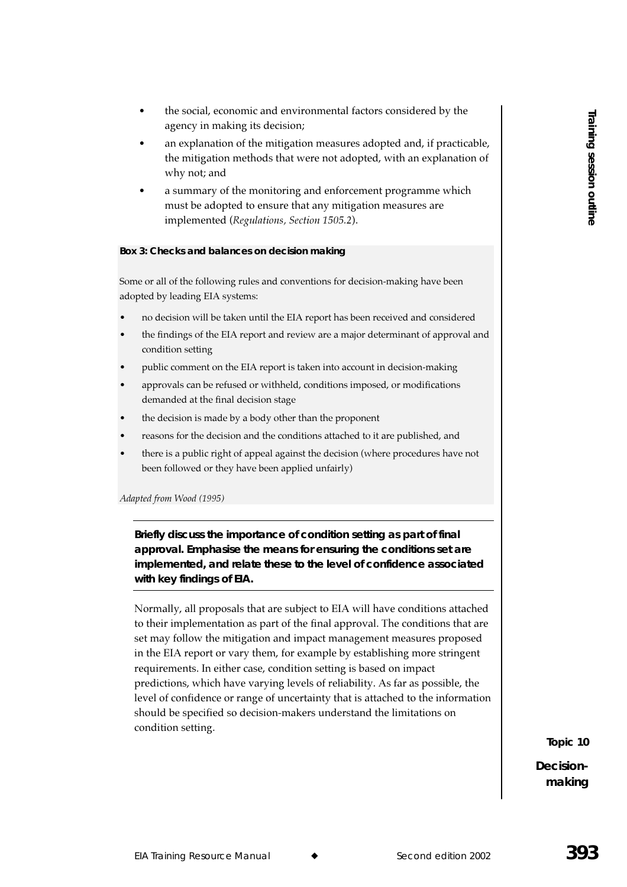- the social, economic and environmental factors considered by the agency in making its decision;
- an explanation of the mitigation measures adopted and, if practicable, the mitigation methods that were not adopted, with an explanation of why not; and
- a summary of the monitoring and enforcement programme which must be adopted to ensure that any mitigation measures are implemented (*Regulations, Section 1505.2*).

**Box 3: Checks and balances on decision making**

Some or all of the following rules and conventions for decision-making have been adopted by leading EIA systems:

- no decision will be taken until the EIA report has been received and considered
- the findings of the EIA report and review are a major determinant of approval and condition setting
- public comment on the EIA report is taken into account in decision-making
- approvals can be refused or withheld, conditions imposed, or modifications demanded at the final decision stage
- the decision is made by a body other than the proponent
- reasons for the decision and the conditions attached to it are published, and
- there is a public right of appeal against the decision (where procedures have not been followed or they have been applied unfairly)

*Adapted from Wood (1995)*

**Briefly discuss the importance of condition setting as part of final approval. Emphasise the means for ensuring the conditions set are implemented, and relate these to the level of confidence associated with key findings of EIA.**

Normally, all proposals that are subject to EIA will have conditions attached to their implementation as part of the final approval. The conditions that are set may follow the mitigation and impact management measures proposed in the EIA report or vary them, for example by establishing more stringent requirements. In either case, condition setting is based on impact predictions, which have varying levels of reliability. As far as possible, the level of confidence or range of uncertainty that is attached to the information should be specified so decision-makers understand the limitations on condition setting.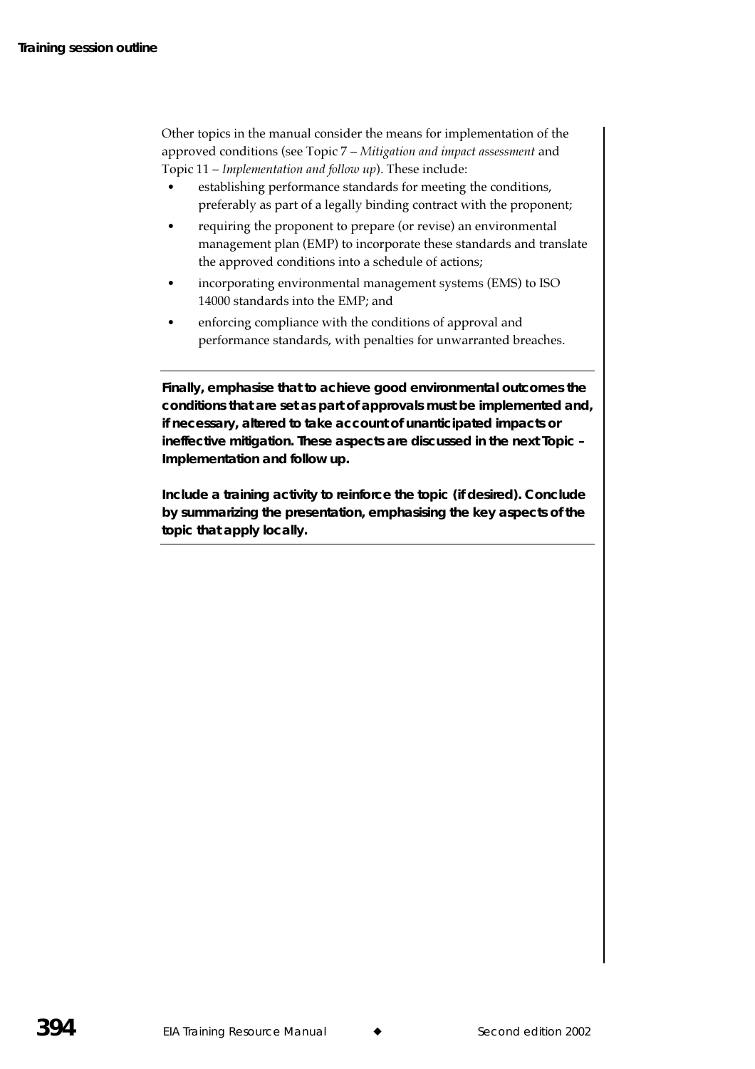Other topics in the manual consider the means for implementation of the approved conditions (see Topic 7 – *Mitigation and impact assessment* and Topic 11 – *Implementation and follow up*). These include:

- establishing performance standards for meeting the conditions, preferably as part of a legally binding contract with the proponent;
- requiring the proponent to prepare (or revise) an environmental management plan (EMP) to incorporate these standards and translate the approved conditions into a schedule of actions;
- incorporating environmental management systems (EMS) to ISO 14000 standards into the EMP; and
- enforcing compliance with the conditions of approval and performance standards, with penalties for unwarranted breaches.

---

**Finally, emphasise that to achieve good environmental outcomes the conditions that are set as part of approvals must be implemented and, if necessary, altered to take account of unanticipated impacts or ineffective mitigation. These aspects are discussed in the next Topic – Implementation and follow up.**

**Include a training activity to reinforce the topic (if desired). Conclude by summarizing the presentation, emphasising the key aspects of the topic that apply locally.**

---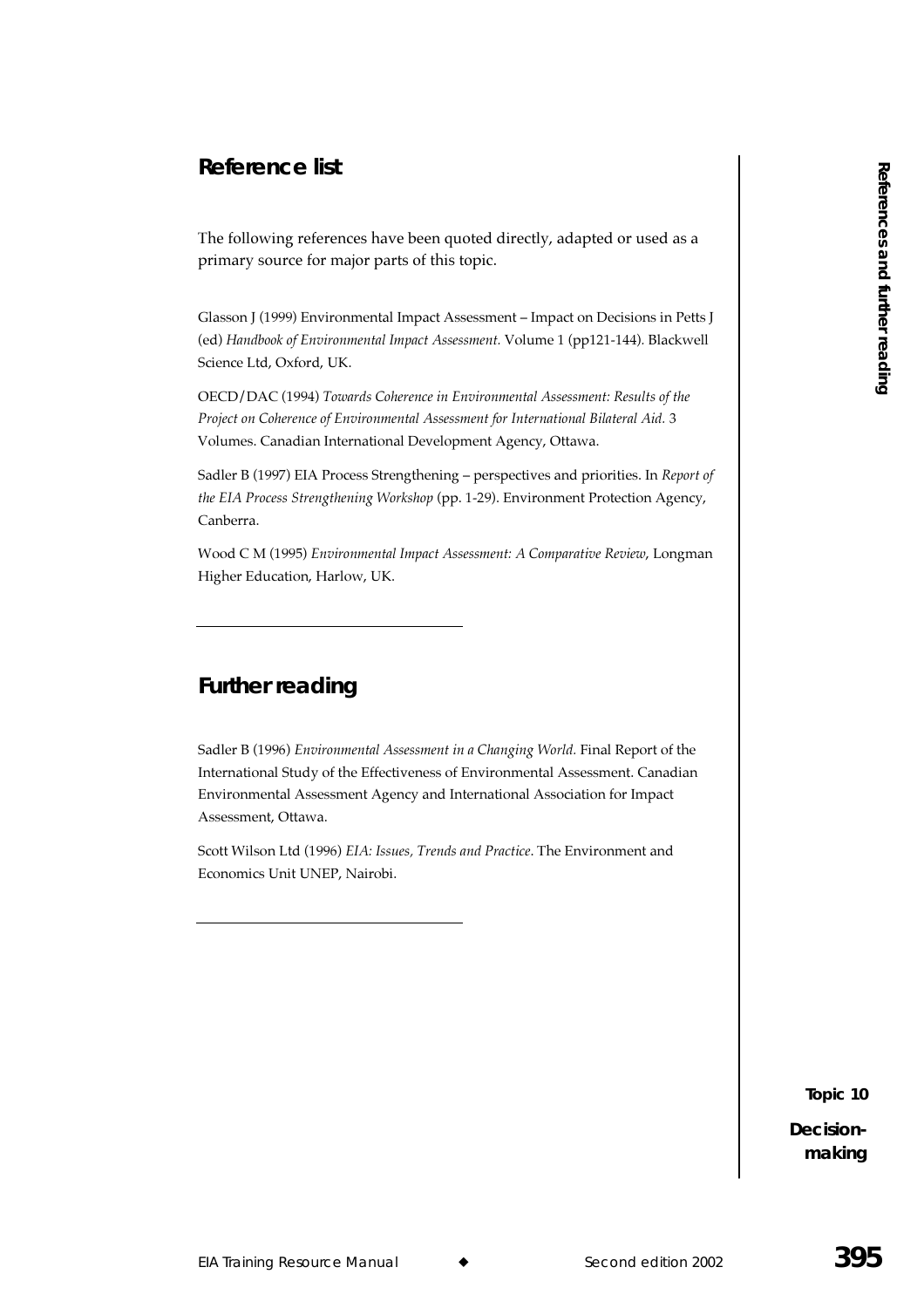## Reference list

The following references have been quoted directly, adapted or used as a primary source for major parts of this topic.

Glasson J (1999) Environmental Impact Assessment – Impact on Decisions in Petts J (ed) *Handbook of Environmental Impact Assessment.* Volume 1 (pp121-144). Blackwell Science Ltd, Oxford, UK.

OECD/DAC (1994) *Towards Coherence in Environmental Assessment: Results of the Project on Coherence of Environmental Assessment for International Bilateral Aid.* 3 Volumes. Canadian International Development Agency, Ottawa.

Sadler B (1997) EIA Process Strengthening – perspectives and priorities. In *Report of the EIA Process Strengthening Workshop* (pp. 1-29). Environment Protection Agency, Canberra.

Wood C M (1995) *Environmental Impact Assessment: A Comparative Review*, Longman Higher Education, Harlow, UK.

## Further reading

Sadler B (1996) *Environmental Assessment in a Changing World.* Final Report of the International Study of the Effectiveness of Environmental Assessment. Canadian Environmental Assessment Agency and International Association for Impact Assessment, Ottawa.

Scott Wilson Ltd (1996) *EIA: Issues, Trends and Practice*. The Environment and Economics Unit UNEP, Nairobi.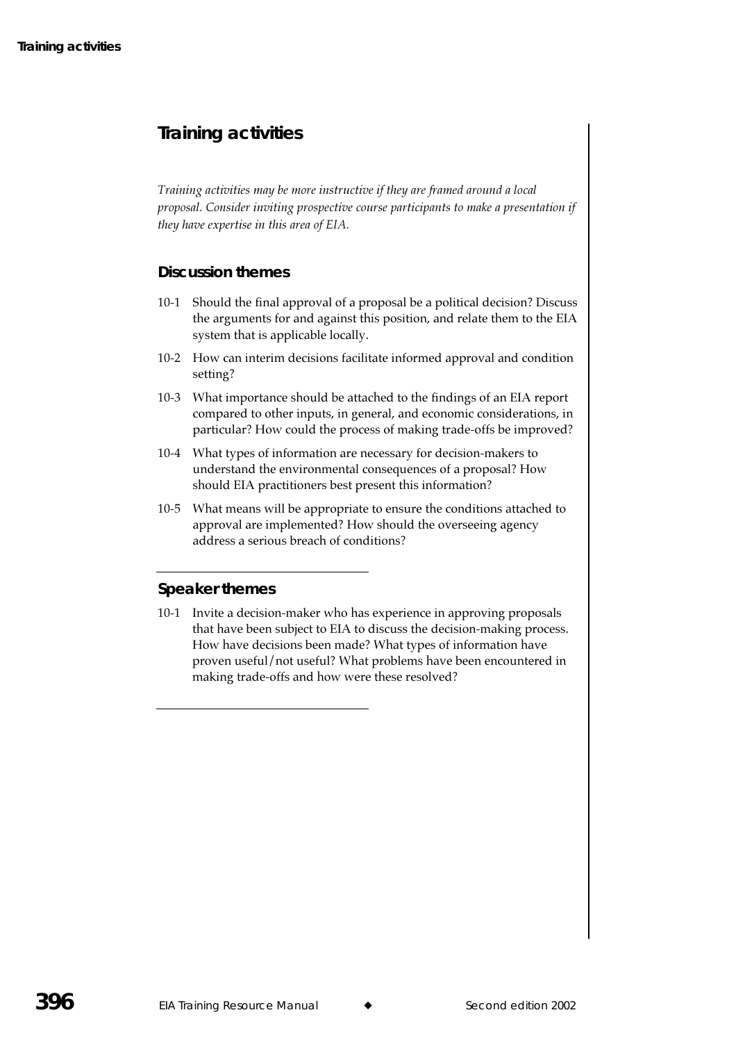## Training activities

*Training activities may be more instructive if they are framed around a local proposal. Consider inviting prospective course participants to make a presentation if they have expertise in this area of EIA.*

### Discussion themes

10-1 Should the final approval of a proposal be a political decision? Discuss the arguments for and against this position, and relate them to the EIA system that is applicable locally.

10-2 How can interim decisions facilitate informed approval and condition setting?

10-3 What importance should be attached to the findings of an EIA report compared to other inputs, in general, and economic considerations, in particular? How could the process of making trade-offs be improved?

10-4 What types of information are necessary for decision-makers to understand the environmental consequences of a proposal? How should EIA practitioners best present this information?

10-5 What means will be appropriate to ensure the conditions attached to approval are implemented? How should the overseeing agency address a serious breach of conditions?

### Speaker themes

10-1 Invite a decision-maker who has experience in approving proposals that have been subject to EIA to discuss the decision-making process. How have decisions been made? What types of information have proven useful/not useful? What problems have been encountered in making trade-offs and how were these resolved?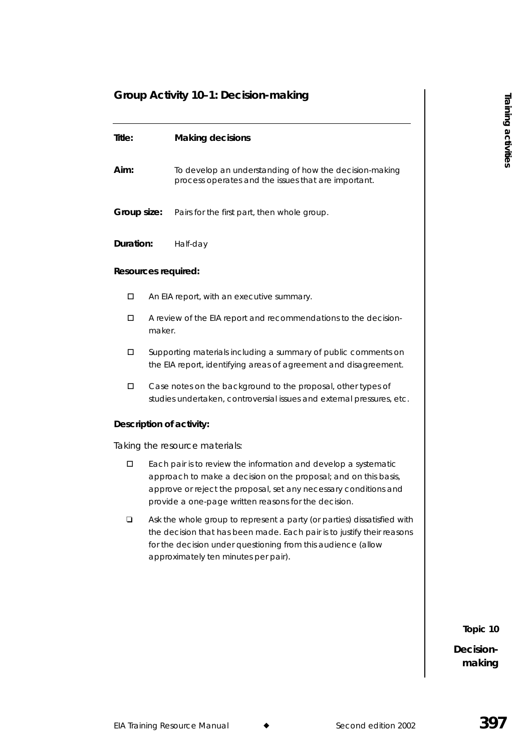## Group Activity 10–1: Decision-making

---

**Title:** **Making decisions**

**Aim:** To develop an understanding of how the decision-making process operates and the issues that are important.

**Group size:** Pairs for the first part, then whole group.

**Duration:** Half-day

**Resources required:**

- An EIA report, with an executive summary.
- A review of the EIA report and recommendations to the decision-maker.
- Supporting materials including a summary of public comments on the EIA report, identifying areas of agreement and disagreement.
- Case notes on the background to the proposal, other types of studies undertaken, controversial issues and external pressures, etc.

**Description of activity:**

Taking the resource materials:

- Each pair is to review the information and develop a systematic approach to make a decision on the proposal; and on this basis, approve or reject the proposal, set any necessary conditions and provide a one-page written reasons for the decision.
- Ask the whole group to represent a party (or parties) dissatisfied with the decision that has been made. Each pair is to justify their reasons for the decision under questioning from this audience (allow approximately ten minutes per pair).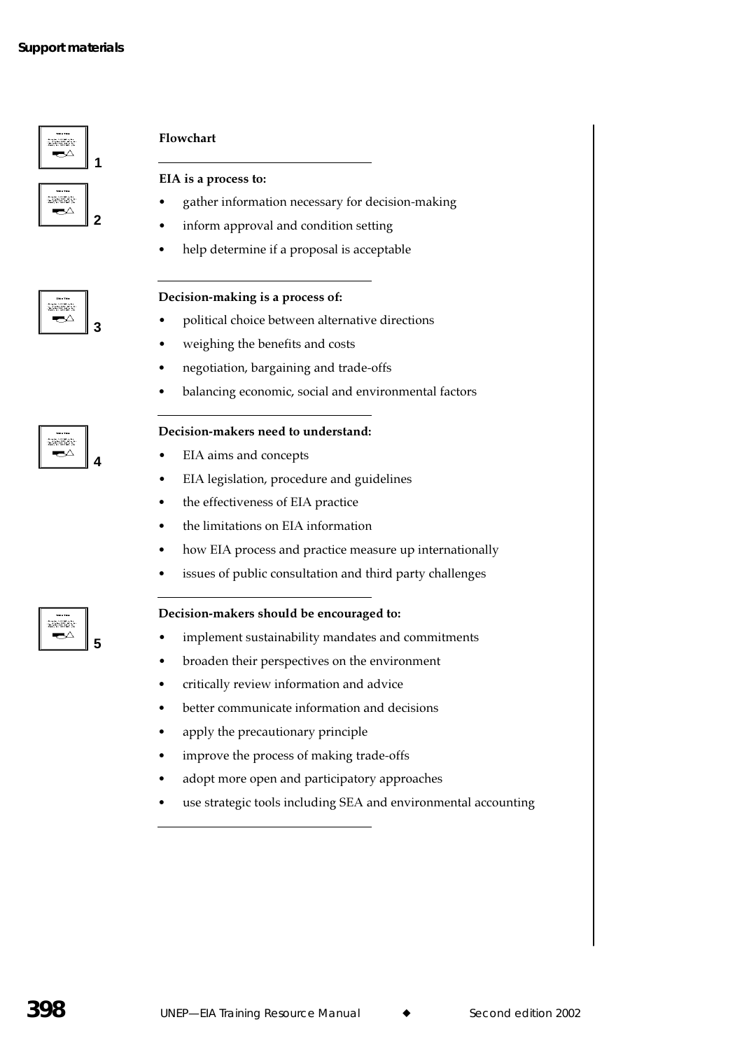**Flowchart**

---

**EIA is a process to:**

- gather information necessary for decision-making
- inform approval and condition setting
- help determine if a proposal is acceptable

---

**Decision-making is a process of:**

- political choice between alternative directions
- weighing the benefits and costs
- negotiation, bargaining and trade-offs
- balancing economic, social and environmental factors

---

**Decision-makers need to understand:**

- EIA aims and concepts
- EIA legislation, procedure and guidelines
- the effectiveness of EIA practice
- the limitations on EIA information
- how EIA process and practice measure up internationally
- issues of public consultation and third party challenges

---

**Decision-makers should be encouraged to:**

- implement sustainability mandates and commitments
- broaden their perspectives on the environment
- critically review information and advice
- better communicate information and decisions
- apply the precautionary principle
- improve the process of making trade-offs
- adopt more open and participatory approaches
- use strategic tools including SEA and environmental accounting

---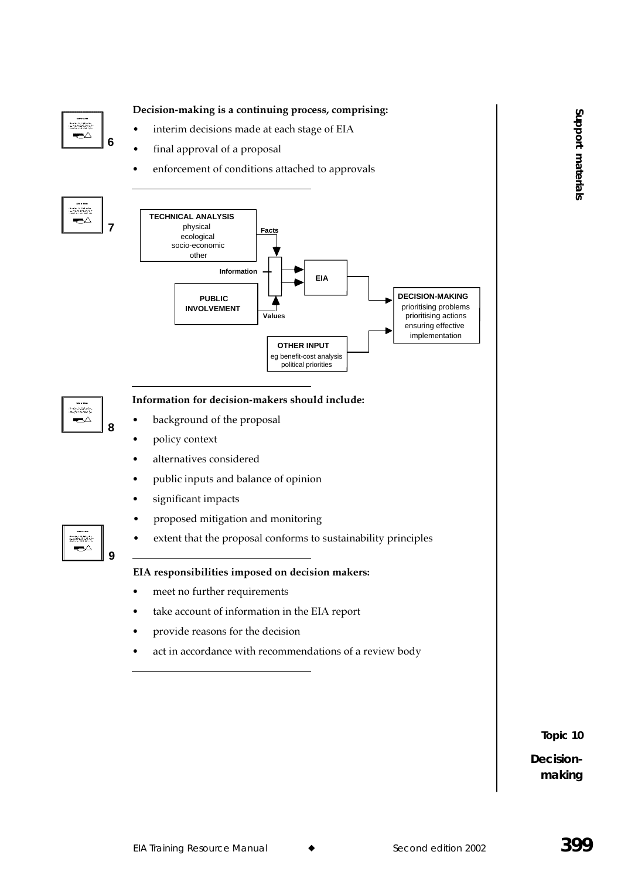**Decision-making is a continuing process, comprising:**

- interim decisions made at each stage of EIA
- final approval of a proposal
- enforcement of conditions attached to approvals

---

**TECHNICAL ANALYSIS**
physical
ecological
socio-economic
other

Facts

Information

EIA

**PUBLIC INVOLVEMENT**

Values

**DECISION-MAKING**
prioritising problems
prioritising actions
ensuring effective implementation

**OTHER INPUT**
eg benefit-cost analysis
political priorities

---

**Information for decision-makers should include:**

- background of the proposal
- policy context
- alternatives considered
- public inputs and balance of opinion
- significant impacts
- proposed mitigation and monitoring
- extent that the proposal conforms to sustainability principles

---

**EIA responsibilities imposed on decision makers:**

- meet no further requirements
- take account of information in the EIA report
- provide reasons for the decision
- act in accordance with recommendations of a review body

---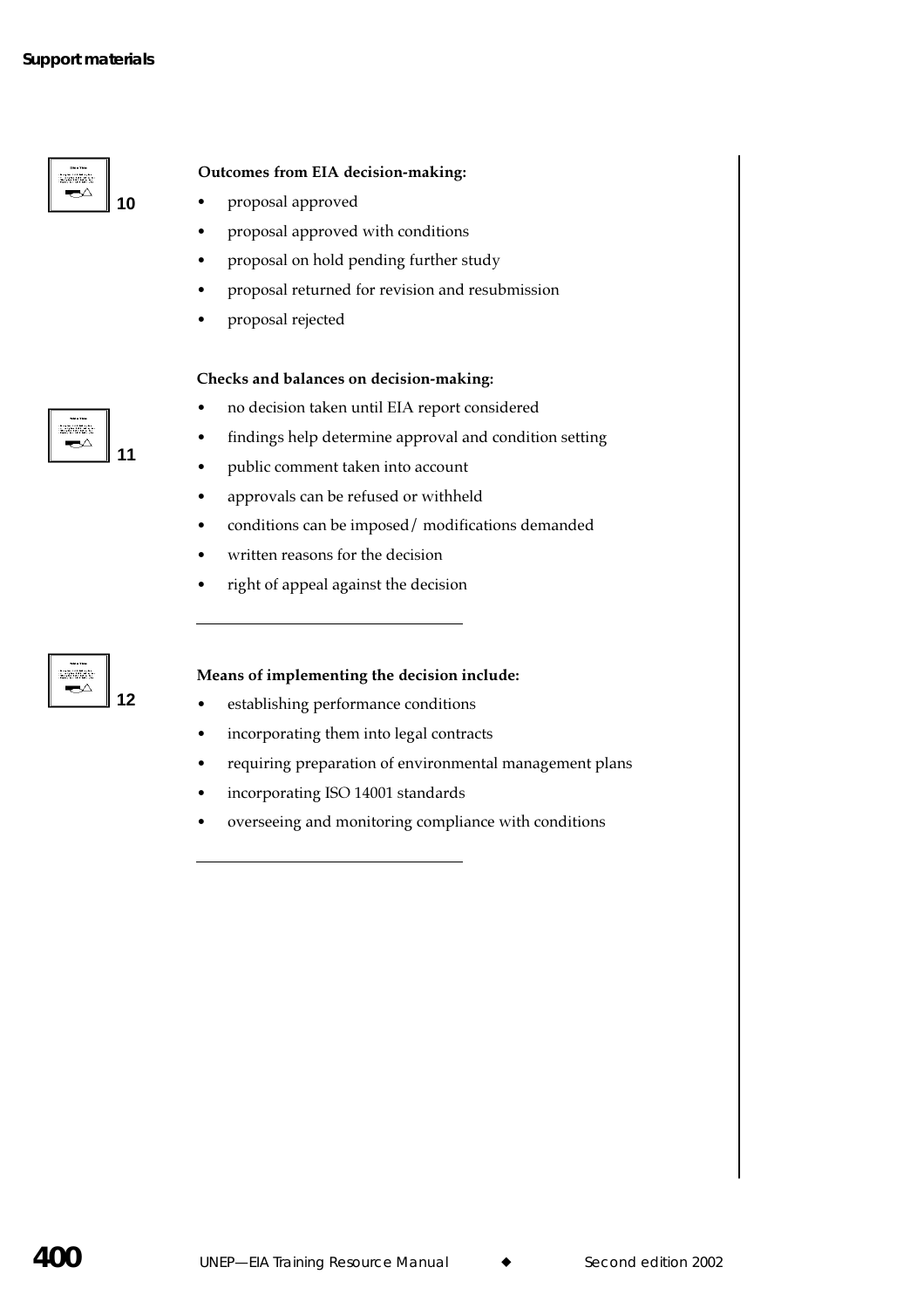**Outcomes from EIA decision-making:**

- proposal approved
- proposal approved with conditions
- proposal on hold pending further study
- proposal returned for revision and resubmission
- proposal rejected

**Checks and balances on decision-making:**

- no decision taken until EIA report considered
- findings help determine approval and condition setting
- public comment taken into account
- approvals can be refused or withheld
- conditions can be imposed/ modifications demanded
- written reasons for the decision
- right of appeal against the decision

---

**Means of implementing the decision include:**

- establishing performance conditions
- incorporating them into legal contracts
- requiring preparation of environmental management plans
- incorporating ISO 14001 standards
- overseeing and monitoring compliance with conditions

---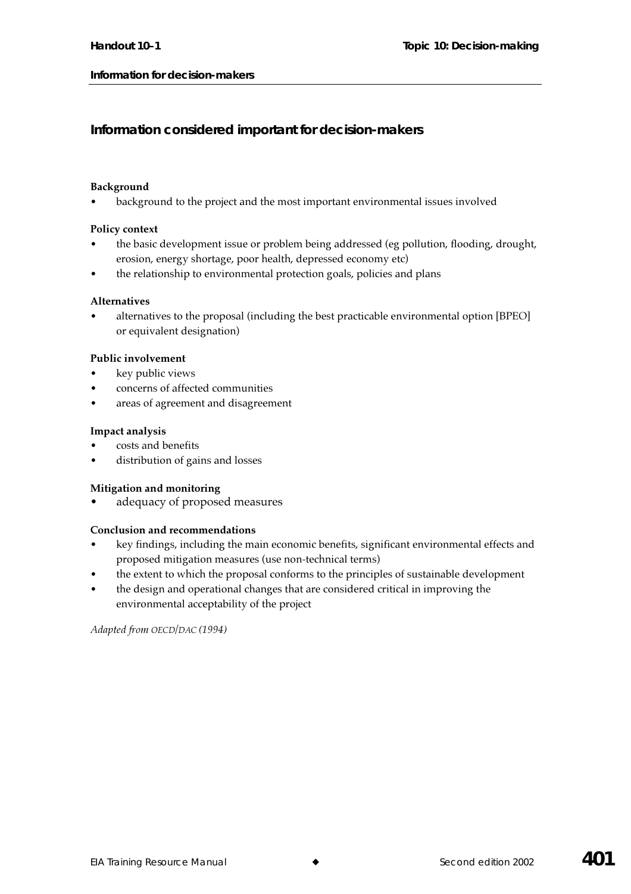## Information considered important for decision-makers

**Background**

- background to the project and the most important environmental issues involved

**Policy context**

- the basic development issue or problem being addressed (eg pollution, flooding, drought, erosion, energy shortage, poor health, depressed economy etc)
- the relationship to environmental protection goals, policies and plans

**Alternatives**

- alternatives to the proposal (including the best practicable environmental option [BPEO] or equivalent designation)

**Public involvement**

- key public views
- concerns of affected communities
- areas of agreement and disagreement

**Impact analysis**

- costs and benefits
- distribution of gains and losses

**Mitigation and monitoring**

- adequacy of proposed measures

**Conclusion and recommendations**

- key findings, including the main economic benefits, significant environmental effects and proposed mitigation measures (use non-technical terms)
- the extent to which the proposal conforms to the principles of sustainable development
- the design and operational changes that are considered critical in improving the environmental acceptability of the project

*Adapted from OECD/DAC (1994)*